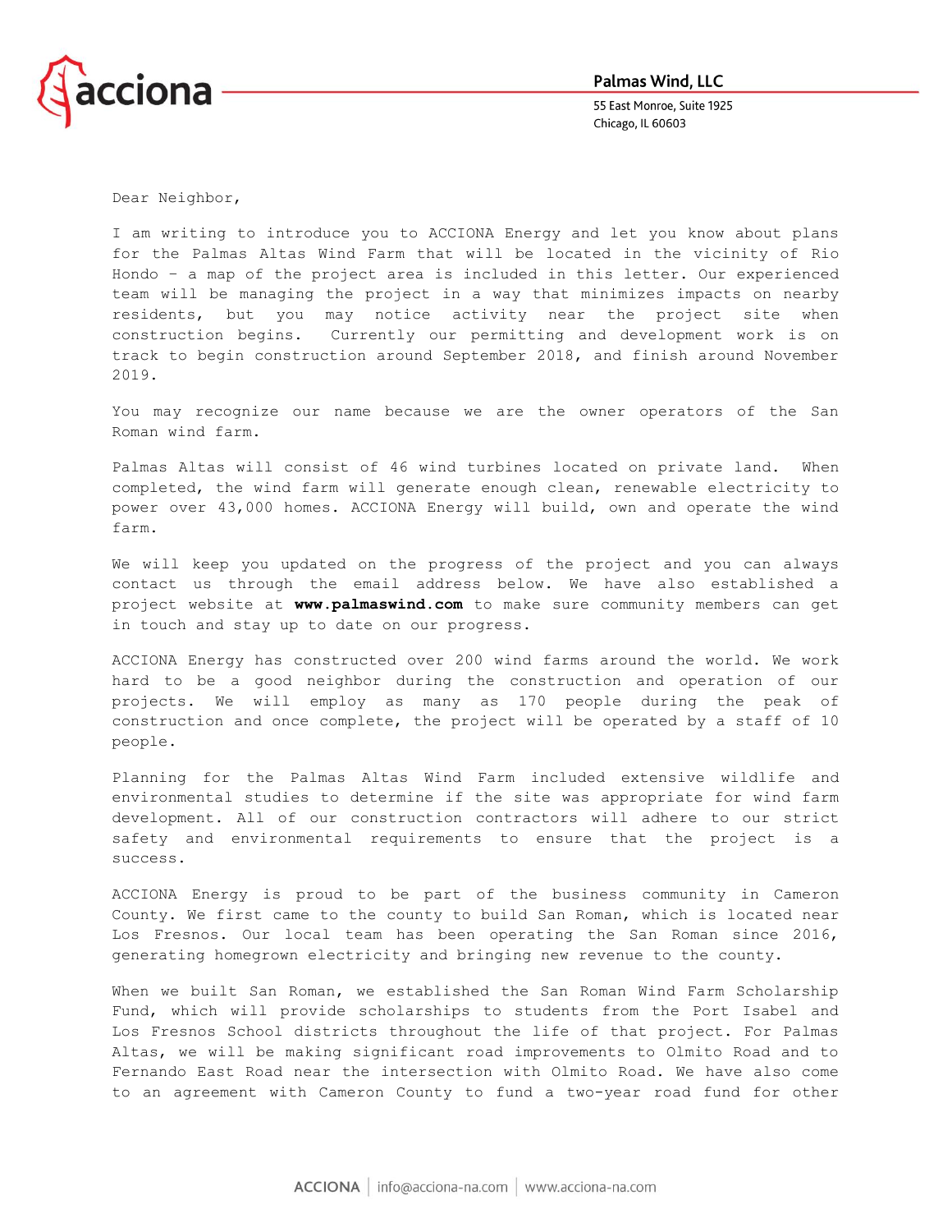**Palmas Wind, LLC**
55 East Monroe, Suite 1925
Chicago, IL 60603

Dear Neighbor,

I am writing to introduce you to ACCIONA Energy and let you know about plans for the Palmas Altas Wind Farm that will be located in the vicinity of Rio Hondo - a map of the project area is included in this letter. Our experienced team will be managing the project in a way that minimizes impacts on nearby residents, but you may notice activity near the project site when construction begins. Currently our permitting and development work is on track to begin construction around September 2018, and finish around November 2019.

You may recognize our name because we are the owner operators of the San Roman wind farm.

Palmas Altas will consist of 46 wind turbines located on private land. When completed, the wind farm will generate enough clean, renewable electricity to power over 43,000 homes. ACCIONA Energy will build, own and operate the wind farm.

We will keep you updated on the progress of the project and you can always contact us through the email address below. We have also established a project website at **www.palmaswind.com** to make sure community members can get in touch and stay up to date on our progress.

ACCIONA Energy has constructed over 200 wind farms around the world. We work hard to be a good neighbor during the construction and operation of our projects. We will employ as many as 170 people during the peak of construction and once complete, the project will be operated by a staff of 10 people.

Planning for the Palmas Altas Wind Farm included extensive wildlife and environmental studies to determine if the site was appropriate for wind farm development. All of our construction contractors will adhere to our strict safety and environmental requirements to ensure that the project is a success.

ACCIONA Energy is proud to be part of the business community in Cameron County. We first came to the county to build San Roman, which is located near Los Fresnos. Our local team has been operating the San Roman since 2016, generating homegrown electricity and bringing new revenue to the county.

When we built San Roman, we established the San Roman Wind Farm Scholarship Fund, which will provide scholarships to students from the Port Isabel and Los Fresnos School districts throughout the life of that project. For Palmas Altas, we will be making significant road improvements to Olmito Road and to Fernando East Road near the intersection with Olmito Road. We have also come to an agreement with Cameron County to fund a two-year road fund for other

ACCIONA | info@acciona-na.com | www.acciona-na.com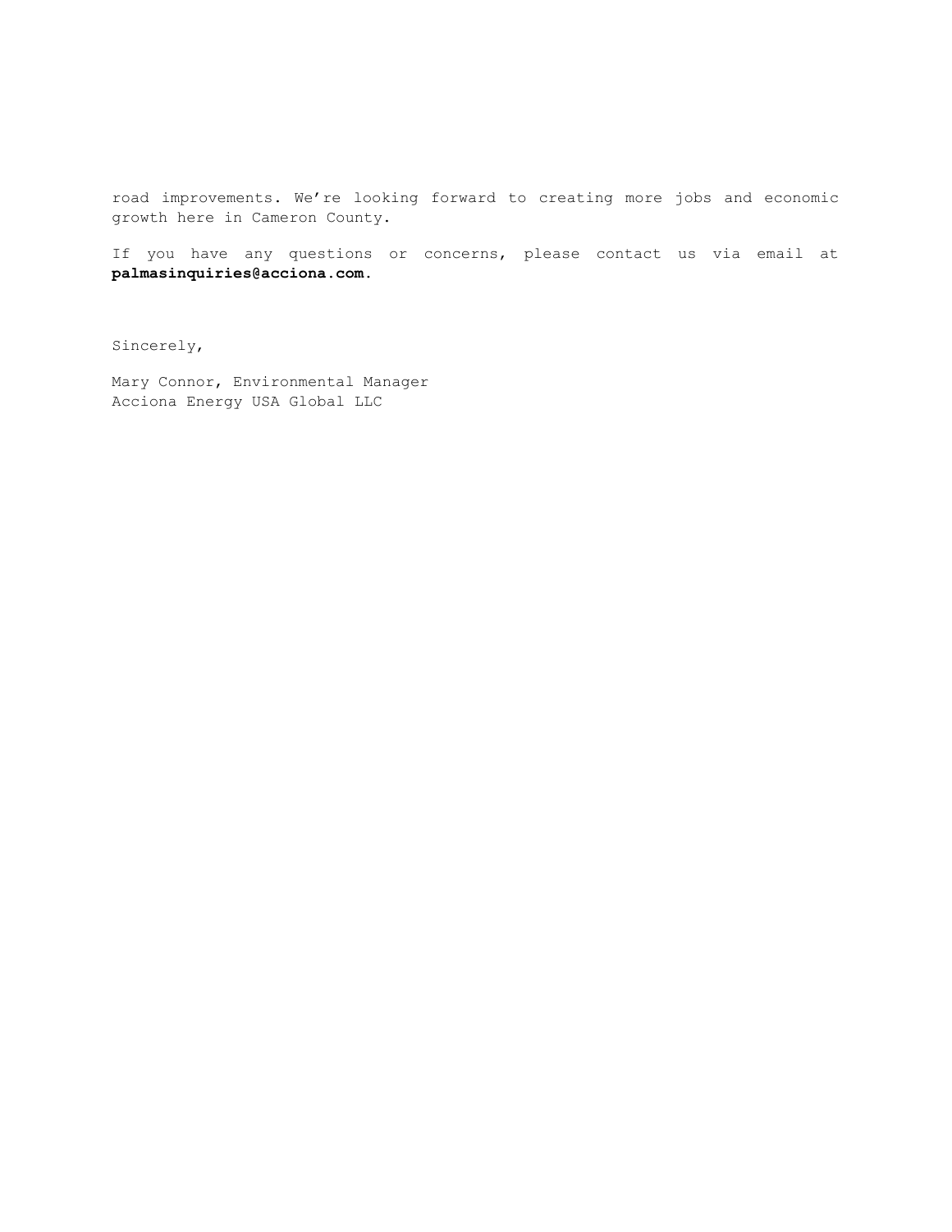road improvements. We’re looking forward to creating more jobs and economic growth here in Cameron County.

If you have any questions or concerns, please contact us via email at **palmasinquiries@acciona.com.**

Sincerely,

Mary Connor, Environmental Manager
Acciona Energy USA Global LLC